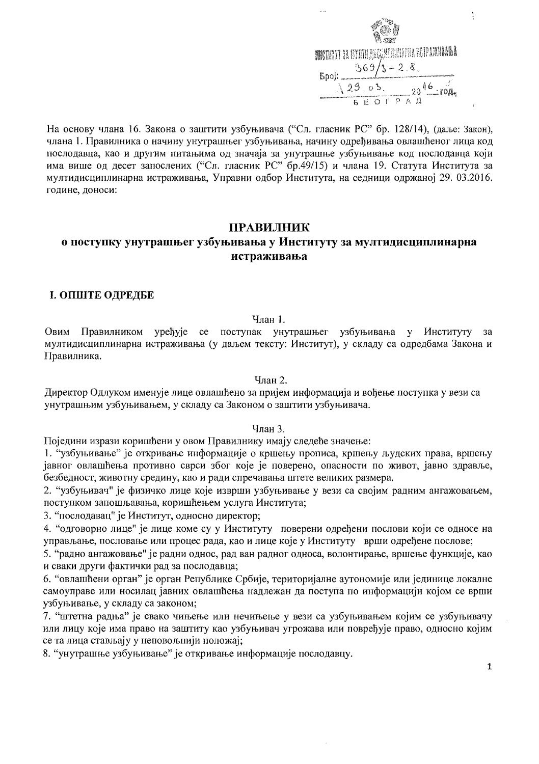ИНСТИТУТ ЗА МУЛТИДИСЦИПЛИНАРНА ИСТРАЖИВАЊА
Број: 369/3-2.8.
23.03. 2016. год.
БЕОГРАД

На основу члана 16. Закона о заштити узбуњивача ("Сл. гласник РС" бр. 128/14), (даље: Закон), члана 1. Правилника о начину унутрашњег узбуњивања, начину одређивања овлашћеног лица код послодавца, као и другим питањима од значаја за унутрашње узбуњивање код послодавца који има више од десет запослених ("Сл. гласник РС" бр.49/15) и члана 19. Статута Института за мултидисциплинарна истраживања, Управни одбор Института, на седници одржаној 29. 03.2016. године, доноси:

# ПРАВИЛНИК
## о поступку унутрашњег узбуњивања у Институту за мултидисциплинарна истраживања

### I. ОПШТЕ ОДРЕДБЕ

Члан 1.

Овим Правилником уређује се поступак унутрашњег узбуњивања у Институту за мултидисциплинарна истраживања (у даљем тексту: Институт), у складу са одредбама Закона и Правилника.

Члан 2.

Директор Одлуком именује лице овлашћено за пријем информација и вођење поступка у вези са унутрашњим узбуњивањем, у складу са Законом о заштити узбуњивача.

Члан 3.

Поједини изрази коришћени у овом Правилнику имају следеће значење:

1. "узбуњивање" је откривање информације о кршењу прописа, кршењу људских права, вршењу јавног овлашћења противно сврси због које је поверено, опасности по живот, јавно здравље, безбедност, животну средину, као и ради спречавања штете великих размера.
2. "узбуњивач" је физичко лице које изврши узбуњивање у вези са својим радним ангажовањем, поступком запошљавања, коришћењем услуга Института;
3. "послодавац" је Институт, односно директор;
4. "одговорно лице" је лице коме су у Институту поверени одређени послови који се односе на управљање, пословање или процес рада, као и лице које у Институту врши одређене послове;
5. "радно ангажовање" је радни однос, рад ван радног односа, волонтирање, вршење функције, као и сваки други фактички рад за послодавца;
6. "овлашћени орган" је орган Републике Србије, територијалне аутономије или јединице локалне самоуправе или носилац јавних овлашћења надлежан да поступа по информацији којом се врши узбуњивање, у складу са законом;
7. "штетна радња" је свако чињење или нечињење у вези са узбуњивањем којим се узбуњивачу или лицу које има право на заштиту као узбуњивач угрожава или повређује право, односно којим се та лица стављају у неповољнији положај;
8. "унутрашње узбуњивање" је откривање информације послодавцу.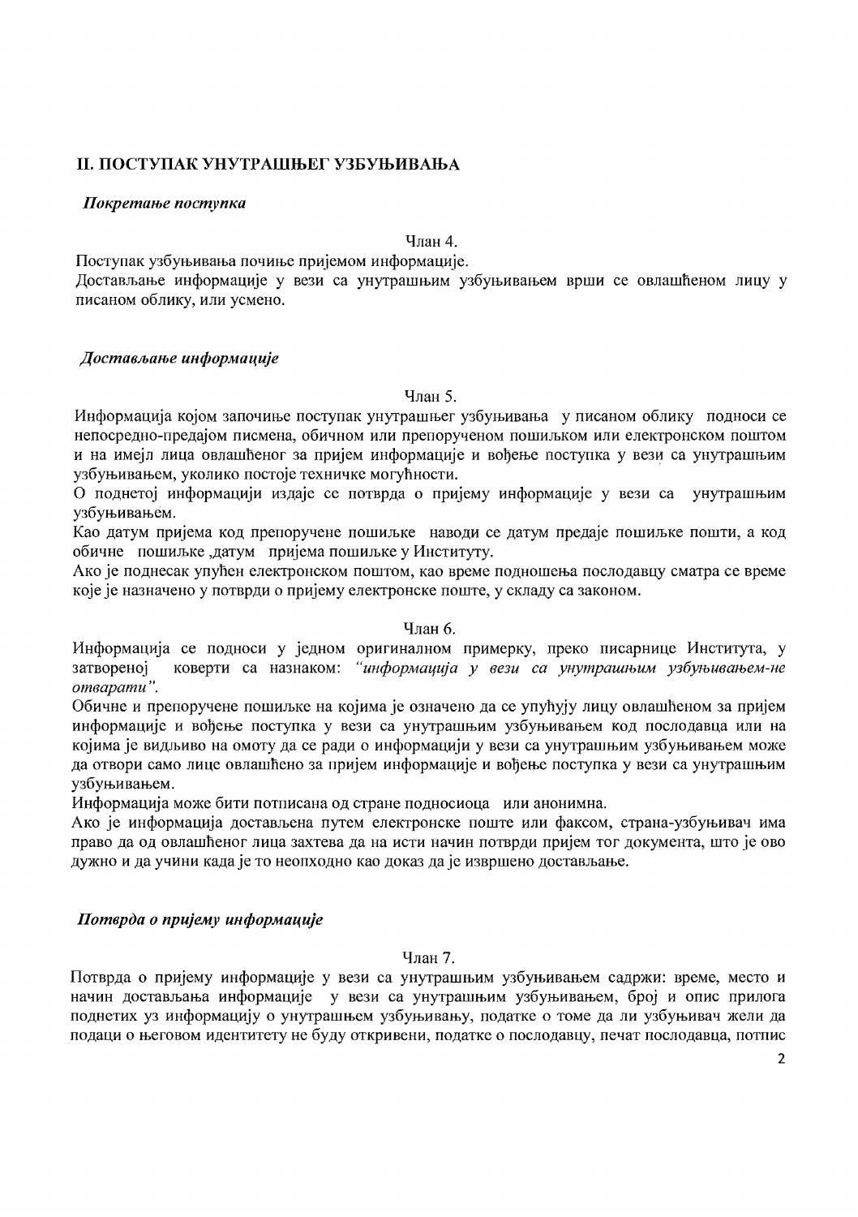## II. ПОСТУПАК УНУТРАШЊЕГ УЗБУЊИВАЊА

### *Покретање поступка*

Члан 4.

Поступак узбуњивања почиње пријемом информације.

Достављање информације у вези са унутрашњим узбуњивањем врши се овлашћеном лицу у писаном облику, или усмено.

### *Достављање информације*

Члан 5.

Информација којом започиње поступак унутрашњег узбуњивања у писаном облику подноси се непосредно-предајом писмена, обичном или препорученом пошиљком или електронском поштом и на имејл лица овлашћеног за пријем информације и вођење поступка у вези са унутрашњим узбуњивањем, уколико постоје техничке могућности.

О поднетој информацији издаје се потврда о пријему информације у вези са унутрашњим узбуњивањем.

Као датум пријема код препоручене пошиљке наводи се датум предаје пошиљке пошти, а код обичне пошиљке ,датум пријема пошиљке у Институту.

Ако је поднесак упућен електронском поштом, као време подношења послодавцу сматра се време које је назначено у потврди о пријему електронске поште, у складу са законом.

Члан 6.

Информација се подноси у једном оригиналном примерку, преко писарнице Института, у затвореној коверти са назнаком: *"информација у вези са унутрашњим узбуњивањем-не отварати"*.

Обичне и препоручене пошиљке на којима је означено да се упућују лицу овлашћеном за пријем информације и вођење поступка у вези са унутрашњим узбуњивањем код послодавца или на којима је видљиво на омоту да се ради о информацији у вези са унутрашњим узбуњивањем може да отвори само лице овлашћено за пријем информације и вођење поступка у вези са унутрашњим узбуњивањем.

Информација може бити потписана од стране подносиоца или анонимна.

Ако је информација достављена путем електронске поште или факсом, страна-узбуњивач има право да од овлашћеног лица захтева да на исти начин потврди пријем тог документа, што је ово дужно и да учини када је то неопходно као доказ да је извршено достављање.

### *Потврда о пријему информације*

Члан 7.

Потврда о пријему информације у вези са унутрашњим узбуњивањем садржи: време, место и начин достављања информације у вези са унутрашњим узбуњивањем, број и опис прилога поднетих уз информацију о унутрашњем узбуњивању, податке о томе да ли узбуњивач жели да подаци о његовом идентитету не буду откривени, податке о послодавцу, печат послодавца, потпис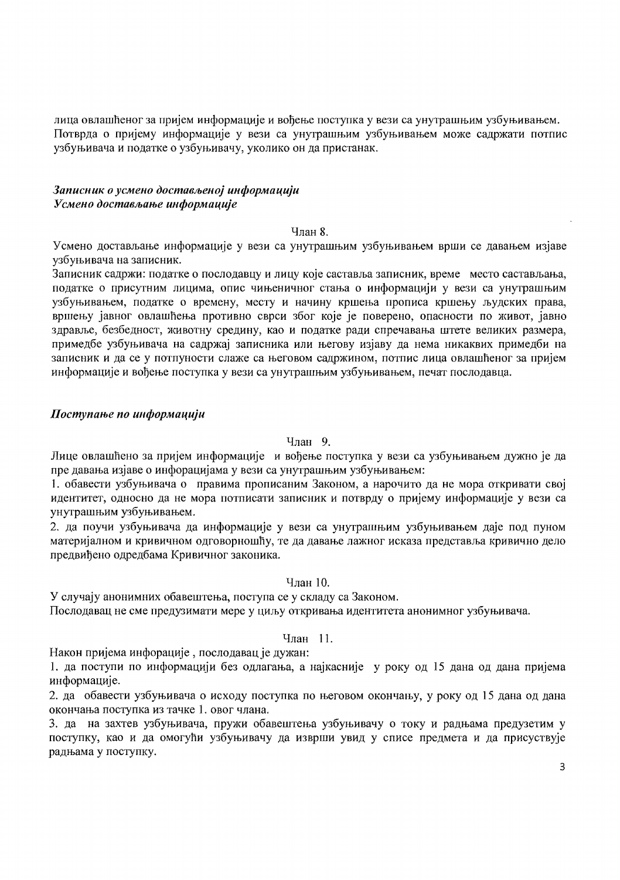лица овлашћеног за пријем информације и вођење поступка у вези са унутрашњим узбуњивањем. Потврда о пријему информације у вези са унутрашњим узбуњивањем може садржати потпис узбуњивача и податке о узбуњивачу, уколико он да пристанак.

***Записник о усмено достављеној информацији***
***Усмено достављање информације***

Члан 8.

Усмено достављање информације у вези са унутрашњим узбуњивањем врши се давањем изјаве узбуњивача на записник.

Записник садржи: податке о послодавцу и лицу које саставља записник, време место састављања, податке о присутним лицима, опис чињеничног стања о информацији у вези са унутрашњим узбуњивањем, податке о времену, месту и начину кршења прописа кршењу људских права, вршењу јавног овлашћења противно сврси због које је поверено, опасности по живот, јавно здравље, безбедност, животну средину, као и податке ради спречавања штете великих размера, примедбе узбуњивача на садржај записника или његову изјаву да нема никаквих примедби на записник и да се у потпуности слаже са његовом садржином, потпис лица овлашћеног за пријем информације и вођење поступка у вези са унутрашњим узбуњивањем, печат послодавца.

***Поступање по информацији***

Члан 9.

Лице овлашћено за пријем информације и вођење поступка у вези са узбуњивањем дужно је да пре давања изјаве о инфорацијама у вези са унутрашњим узбуњивањем:

1. обавести узбуњивача о правима прописаним Законом, а нарочито да не мора откривати свој идентитет, односно да не мора потписати записник и потврду о пријему информације у вези са унутрашњим узбуњивањем.
2. да поучи узбуњивача да информације у вези са унутрашњим узбуњивањем даје под пуном материјалном и кривичном одговорношћу, те да давање лажног исказа представља кривично дело предвиђено одредбама Кривичног законика.

Члан 10.

У случају анонимних обавештења, поступа се у складу са Законом.

Послодавац не сме предузимати мере у циљу откривања идентитета анонимног узбуњивача.

Члан 11.

Након пријема инфорације , послодавац је дужан:

1. да поступи по информацији без одлагања, а најкасније у року од 15 дана од дана пријема информације.
2. да обавести узбуњивача о исходу поступка по његовом окончању, у року од 15 дана од дана окончања поступка из тачке 1. овог члана.
3. да на захтев узбуњивача, пружи обавештења узбуњивачу о току и радњама предузетим у поступку, као и да омогући узбуњивачу да изврши увид у списе предмета и да присуствује радњама у поступку.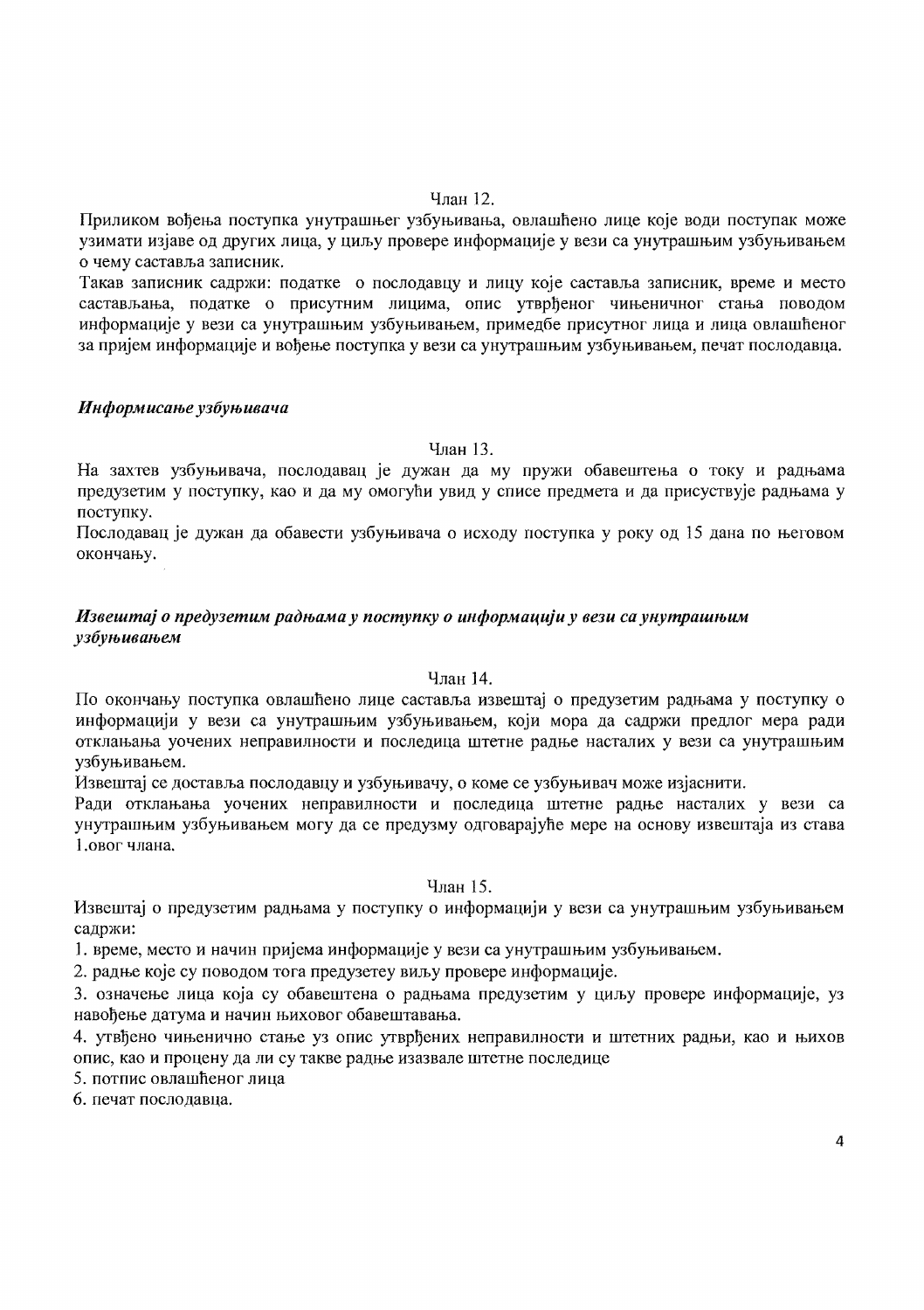Члан 12.

Приликом вођења поступка унутрашњег узбуњивања, овлашћено лице које води поступак може узимати изјаве од других лица, у циљу провере информације у вези са унутрашњим узбуњивањем о чему саставља записник.

Такав записник садржи: податке о послодавцу и лицу које саставља записник, време и место састављања, податке о присутним лицима, опис утврђеног чињеничног стања поводом информације у вези са унутрашњим узбуњивањем, примедбе присутног лица и лица овлашћеног за пријем информације и вођење поступка у вези са унутрашњим узбуњивањем, печат послодавца.

***Информисање узбуњивача***

Члан 13.

На захтев узбуњивача, послодавац је дужан да му пружи обавештења о току и радњама предузетим у поступку, као и да му омогући увид у списе предмета и да присуствује радњама у поступку.

Послодавац је дужан да обавести узбуњивача о исходу поступка у року од 15 дана по његовом окончању.

***Извештај о предузетим радњама у поступку о информацији у вези са унутрашњим узбуњивањем***

Члан 14.

По окончању поступка овлашћено лице саставља извештај о предузетим радњама у поступку о информацији у вези са унутрашњим узбуњивањем, који мора да садржи предлог мера ради отклањања уочених неправилности и последица штетне радње насталих у вези са унутрашњим узбуњивањем.

Извештај се доставља послодавцу и узбуњивачу, о коме се узбуњивач може изјаснити.

Ради отклањања уочених неправилности и последица штетне радње насталих у вези са унутрашњим узбуњивањем могу да се предузму одговарајуће мере на основу извештаја из става 1.овог члана.

Члан 15.

Извештај о предузетим радњама у поступку о информацији у вези са унутрашњим узбуњивањем садржи:

1. време, место и начин пријема информације у вези са унутрашњим узбуњивањем.
2. радње које су поводом тога предузетеу виљу провере информације.
3. означење лица која су обавештена о радњама предузетим у циљу провере информације, уз навођење датума и начин њиховог обавештавања.
4. утврђено чињенично стање уз опис утврђених неправилности и штетних радњи, као и њихов опис, као и процену да ли су такве радње изазвале штетне последице
5. потпис овлашћеног лица
6. печат послодавца.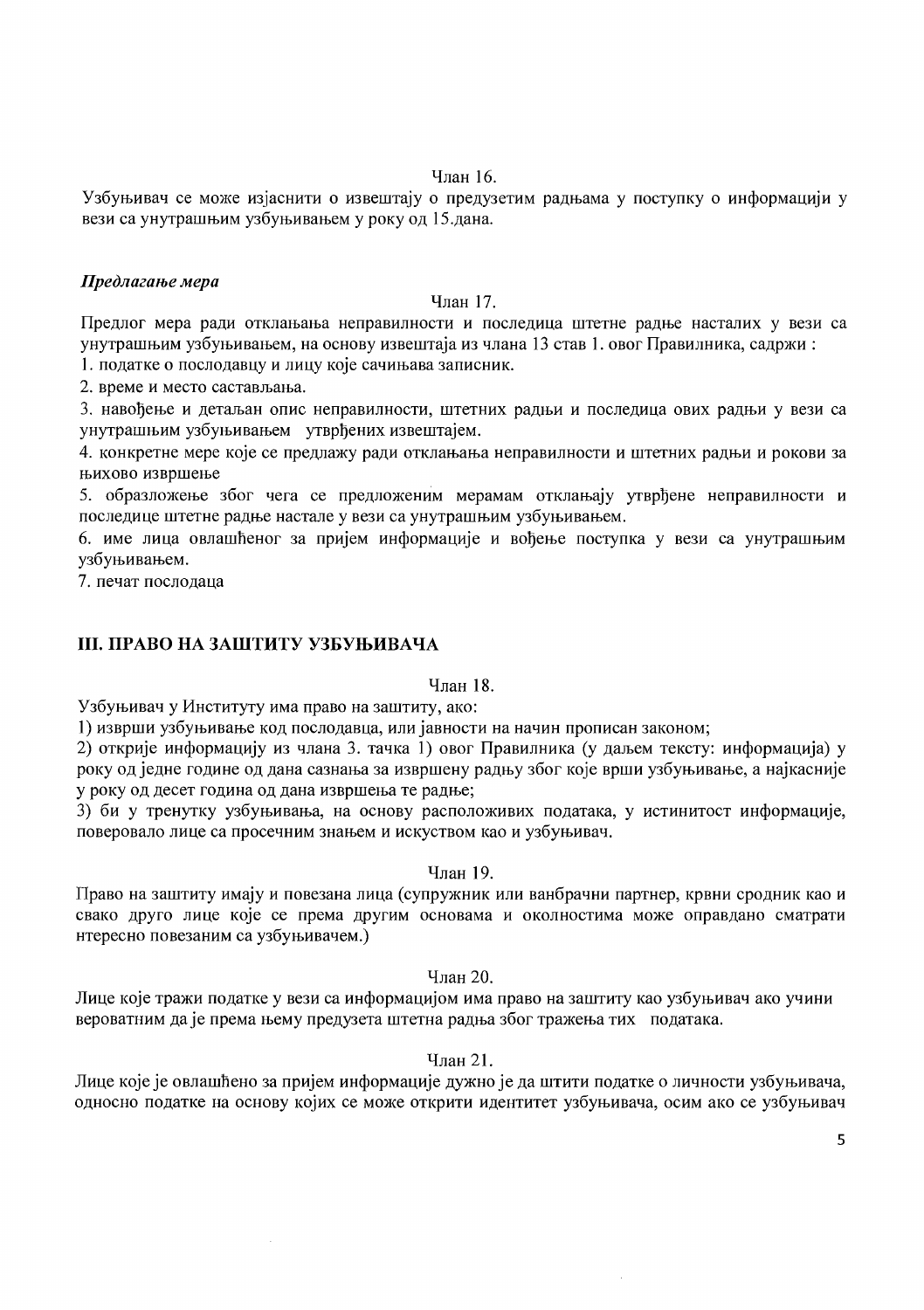Члан 16.

Узбуњивач се може изјаснити о извештају о предузетим радњама у поступку о информацији у вези са унутрашњим узбуњивањем у року од 15.дана.

***Предлагање мера***

Члан 17.

Предлог мера ради отклањања неправилности и последица штетне радње насталих у вези са унутрашњим узбуњивањем, на основу извештаја из члана 13 став 1. овог Правилника, садржи :

1. податке о послодавцу и лицу које сачињава записник.
2. време и место састављања.
3. навођење и детаљан опис неправилности, штетних радњи и последица ових радњи у вези са унутрашњим узбуњивањем утврђених извештајем.
4. конкретне мере које се предлажу ради отклањања неправилности и штетних радњи и рокови за њихово извршење
5. образложење због чега се предложеним мерамам отклањају утврђене неправилности и последице штетне радње настале у вези са унутрашњим узбуњивањем.
6. име лица овлашћеног за пријем информације и вођење поступка у вези са унутрашњим узбуњивањем.
7. печат послодаца

## III. ПРАВО НА ЗАШТИТУ УЗБУЊИВАЧА

Члан 18.

Узбуњивач у Институту има право на заштиту, ако:

1) изврши узбуњивање код послодавца, или јавности на начин прописан законом;
2) открије информацију из члана 3. тачка 1) овог Правилника (у даљем тексту: информација) у року од једне године од дана сазнања за извршену радњу због које врши узбуњивање, а најкасније у року од десет година од дана извршења те радње;
3) би у тренутку узбуњивања, на основу расположивих података, у истинитост информације, поверовало лице са просечним знањем и искуством као и узбуњивач.

Члан 19.

Право на заштиту имају и повезана лица (супружник или ванбрачни партнер, крвни сродник као и свако друго лице које се према другим основама и околностима може оправдано сматрати нтересно повезаним са узбуњивачем.)

Члан 20.

Лице које тражи податке у вези са информацијом има право на заштиту као узбуњивач ако учини вероватним да је према њему предузета штетна радња због тражења тих података.

Члан 21.

Лице које је овлашћено за пријем информације дужно је да штити податке о личности узбуњивача, односно податке на основу којих се може открити идентитет узбуњивача, осим ако се узбуњивач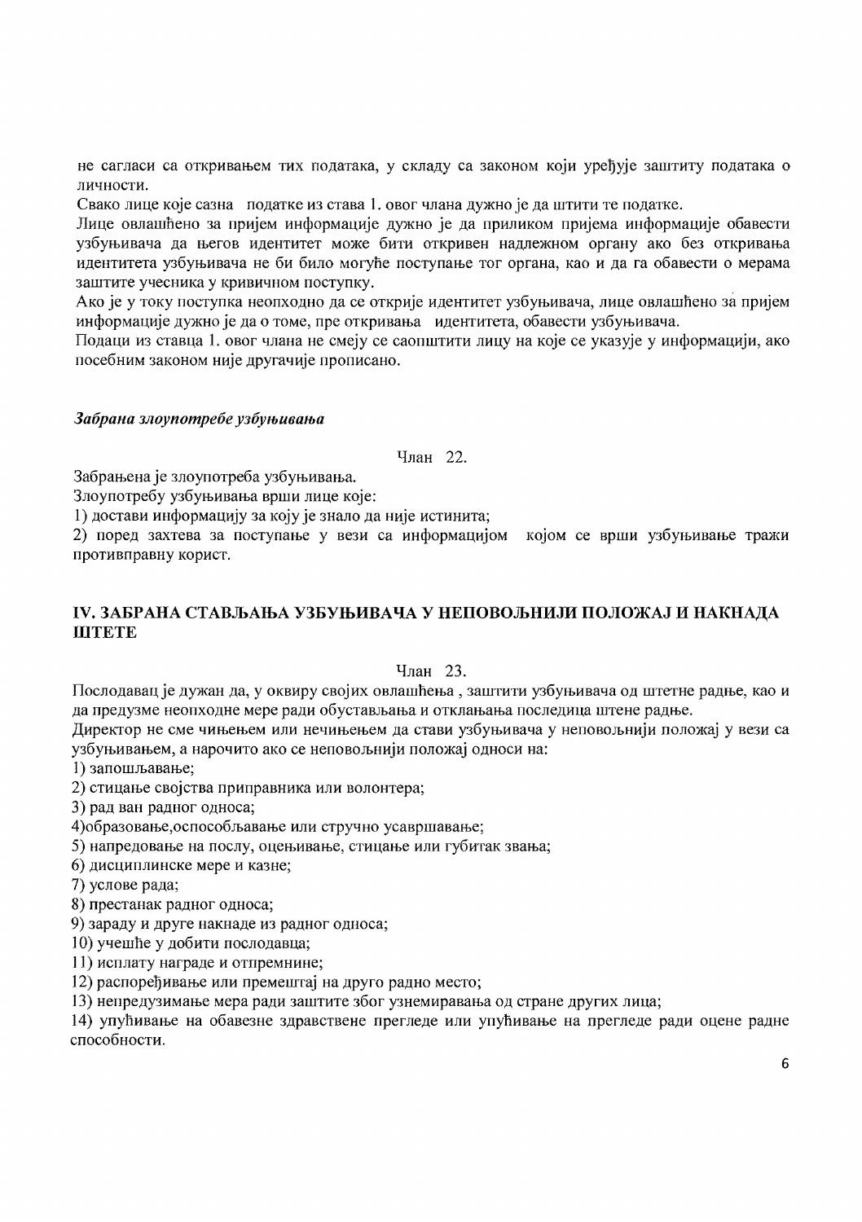не сагласи са откривањем тих података, у складу са законом који уређује заштиту података о личности.

Свако лице које сазна податкe из става 1. овог члана дужно је да штити те податке.

Лице овлашћено за пријем информације дужно је да приликом пријема информације обавести узбуњивача да његов идентитет може бити откривен надлежном органу ако без откривања идентитета узбуњивача не би било могуће поступање тог органа, као и да га обавести о мерама заштите учесника у кривичном поступку.

Ако је у току поступка неопходно да се открије идентитет узбуњивача, лице овлашћено за пријем информације дужно је да о томе, пре откривања идентитета, обавести узбуњивача.

Подаци из ставца 1. овог члана не смеју се саопштити лицу на које се указује у информацији, ако посебним законом није другачије прописано.

***Забрана злоупотребе узбуњивања***

Члан 22.

Забрањена је злоупотреба узбуњивања.

Злоупотребу узбуњивања врши лице које:

1) достави информацију за коју је знало да није истинита;

2) поред захтева за поступање у вези са информацијом којом се врши узбуњивање тражи противправну корист.

## IV. ЗАБРАНА СТАВЉАЊА УЗБУЊИВАЧА У НЕПОВОЉНИЈИ ПОЛОЖАЈ И НАКНАДА ШТЕТЕ

Члан 23.

Послодавац је дужан да, у оквиру својих овлашћења , заштити узбуњивача од штетне радње, као и да предузме неопходне мере ради обустављања и отклањања последица штене радње.

Директор не сме чињењем или нечињењем да стави узбуњивача у неповољнији положај у вези са узбуњивањем, а нарочито ако се неповољнији положај односи на:

1) запошљавање;

2) стицање својства приправника или волонтера;

3) рад ван радног односа;

4)образовање,оспособљавање или стручно усавршавање;

5) напредовање на послу, оцењивање, стицање или губитак звања;

6) дисциплинске мере и казне;

7) услове рада;

8) престанак радног односа;

9) зараду и друге накнаде из радног односа;

10) учешће у добити послодавца;

11) исплату награде и отпремнине;

12) распоређивање или премештај на друго радно место;

13) непредузимање мера ради заштите због узнемиравања од стране других лица;

14) упућивање на обавезне здравствене прегледе или упућивање на прегледе ради оцене радне способности.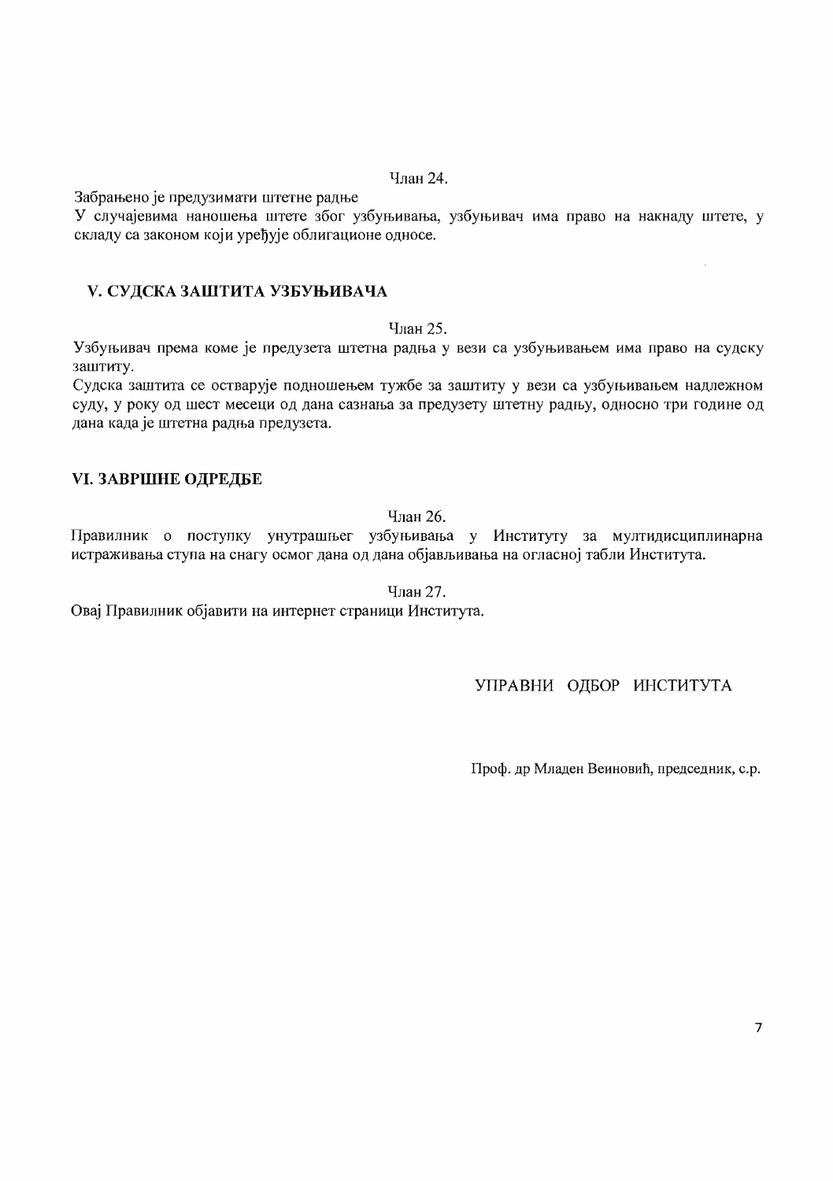Члан 24.

Забрањено је предузимати штетне радње

У случајевима наношења штете због узбуњивања, узбуњивач има право на накнаду штете, у складу са законом који уређује облигационе односе.

## V. СУДСКА ЗАШТИТА УЗБУЊИВАЧА

Члан 25.

Узбуњивач према коме је предузета штетна радња у вези са узбуњивањем има право на судску заштиту.

Судска заштита се остварује подношењем тужбе за заштиту у вези са узбуњивањем надлежном суду, у року од шест месеци од дана сазнања за предузету штетну радњу, односно три године од дана када је штетна радња предузета.

## VI. ЗАВРШНЕ ОДРЕДБЕ

Члан 26.

Правилник о поступку унутрашњег узбуњивања у Институту за мултидисциплинарна истраживања ступа на снагу осмог дана од дана објављивања на огласној табли Института.

Члан 27.

Овај Правилник објавити на интернет страници Института.

УПРАВНИ ОДБОР ИНСТИТУТА

Проф. др Младен Веиновић, председник, с.р.